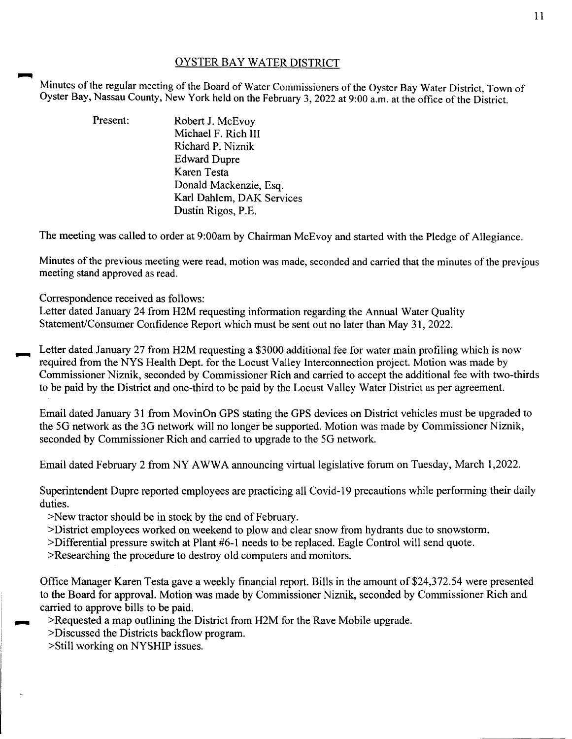## OYSTER BAY WATER DISTRICT

Minutes of the regular meeting of the Board of Water Commissioners of the Oyster Bay Water District, Town of Oyster Bay, Nassau County, New York held on the February 3, 2022 at 9:00 a.m. at the office of the District.

Present:
Robert J. McEvoy
Michael F. Rich III
Richard P. Niznik
Edward Dupre
Karen Testa
Donald Mackenzie, Esq.
Karl Dahlem, DAK Services
Dustin Rigos, P.E.

The meeting was called to order at 9:00am by Chairman McEvoy and started with the Pledge of Allegiance.

Minutes of the previous meeting were read, motion was made, seconded and carried that the minutes of the previous meeting stand approved as read.

Correspondence received as follows:
Letter dated January 24 from H2M requesting information regarding the Annual Water Quality Statement/Consumer Confidence Report which must be sent out no later than May 31, 2022.

Letter dated January 27 from H2M requesting a $3000 additional fee for water main profiling which is now required from the NYS Health Dept. for the Locust Valley Interconnection project. Motion was made by Commissioner Niznik, seconded by Commissioner Rich and carried to accept the additional fee with two-thirds to be paid by the District and one-third to be paid by the Locust Valley Water District as per agreement.

Email dated January 31 from MovinOn GPS stating the GPS devices on District vehicles must be upgraded to the 5G network as the 3G network will no longer be supported. Motion was made by Commissioner Niznik, seconded by Commissioner Rich and carried to upgrade to the 5G network.

Email dated February 2 from NY AWWA announcing virtual legislative forum on Tuesday, March 1,2022.

Superintendent Dupre reported employees are practicing all Covid-19 precautions while performing their daily duties.

>New tractor should be in stock by the end of February.
>District employees worked on weekend to plow and clear snow from hydrants due to snowstorm.
>Differential pressure switch at Plant #6-1 needs to be replaced. Eagle Control will send quote.
>Researching the procedure to destroy old computers and monitors.

Office Manager Karen Testa gave a weekly financial report. Bills in the amount of $24,372.54 were presented to the Board for approval. Motion was made by Commissioner Niznik, seconded by Commissioner Rich and carried to approve bills to be paid.

>Requested a map outlining the District from H2M for the Rave Mobile upgrade.
>Discussed the Districts backflow program.
>Still working on NYSHIP issues.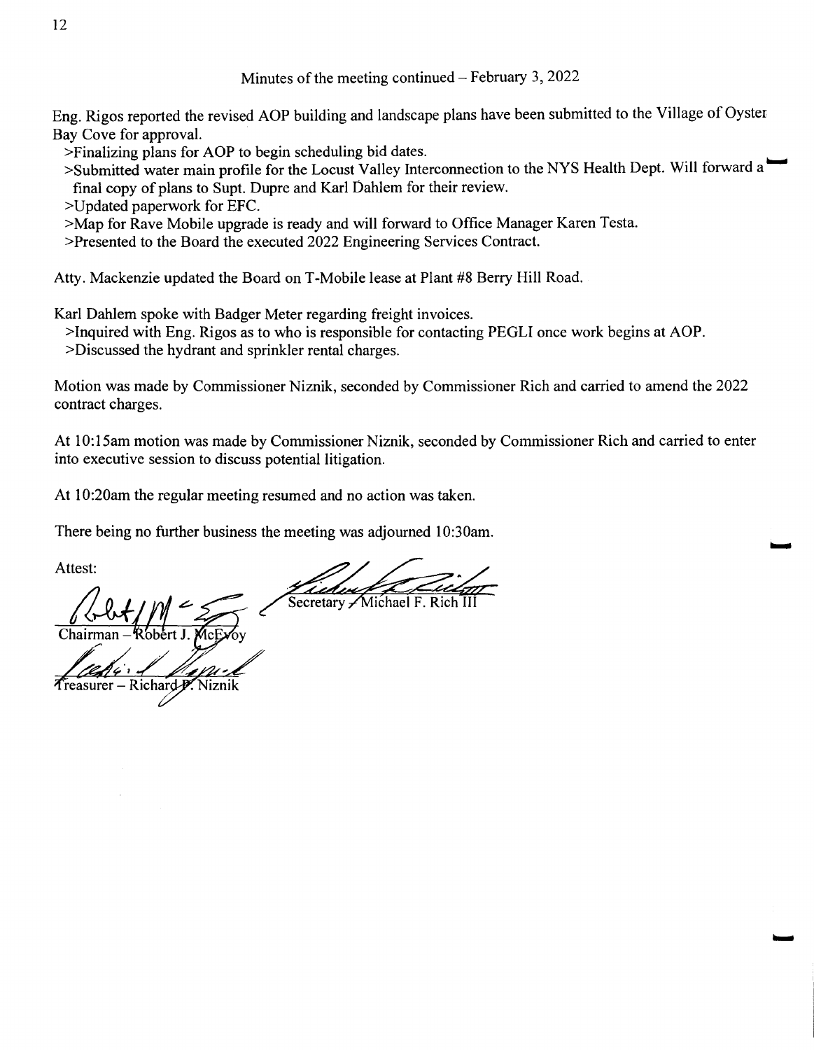Minutes of the meeting continued – February 3, 2022

Eng. Rigos reported the revised AOP building and landscape plans have been submitted to the Village of Oyster Bay Cove for approval.

>Finalizing plans for AOP to begin scheduling bid dates.
>Submitted water main profile for the Locust Valley Interconnection to the NYS Health Dept. Will forward a final copy of plans to Supt. Dupre and Karl Dahlem for their review.
>Updated paperwork for EFC.
>Map for Rave Mobile upgrade is ready and will forward to Office Manager Karen Testa.
>Presented to the Board the executed 2022 Engineering Services Contract.

Atty. Mackenzie updated the Board on T-Mobile lease at Plant #8 Berry Hill Road.

Karl Dahlem spoke with Badger Meter regarding freight invoices.
>Inquired with Eng. Rigos as to who is responsible for contacting PEGLI once work begins at AOP.
>Discussed the hydrant and sprinkler rental charges.

Motion was made by Commissioner Niznik, seconded by Commissioner Rich and carried to amend the 2022 contract charges.

At 10:15am motion was made by Commissioner Niznik, seconded by Commissioner Rich and carried to enter into executive session to discuss potential litigation.

At 10:20am the regular meeting resumed and no action was taken.

There being no further business the meeting was adjourned 10:30am.

Attest:

Chairman – Robert J. McEvoy

Secretary – Michael F. Rich III

Treasurer – Richard P. Niznik